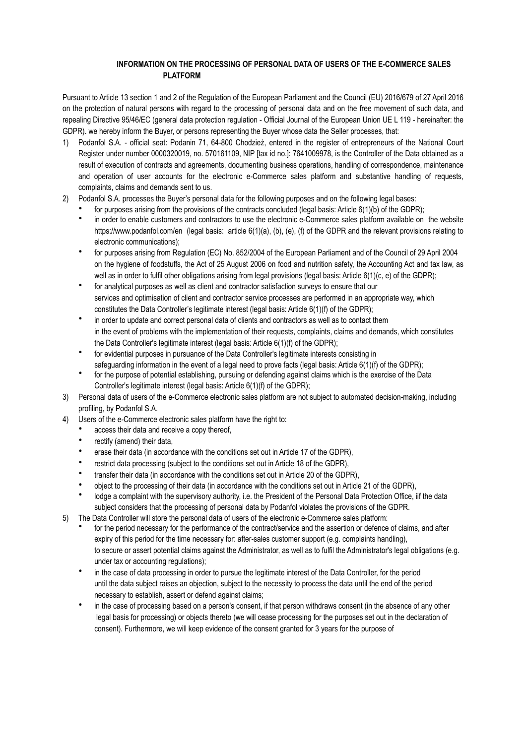# INFORMATION ON THE PROCESSING OF PERSONAL DATA OF USERS OF THE E-COMMERCE SALES PLATFORM

Pursuant to Article 13 section 1 and 2 of the Regulation of the European Parliament and the Council (EU) 2016/679 of 27 April 2016 on the protection of natural persons with regard to the processing of personal data and on the free movement of such data, and repealing Directive 95/46/EC (general data protection regulation - Official Journal of the European Union UE L 119 - hereinafter: the GDPR). we hereby inform the Buyer, or persons representing the Buyer whose data the Seller processes, that:

1) Podanfol S.A. - official seat: Podanin 71, 64-800 Chodzież, entered in the register of entrepreneurs of the National Court Register under number 0000320019, no. 570161109, NIP [tax id no.]: 7641009978, is the Controller of the Data obtained as a result of execution of contracts and agreements, documenting business operations, handling of correspondence, maintenance and operation of user accounts for the electronic e-Commerce sales platform and substantive handling of requests, complaints, claims and demands sent to us.
2) Podanfol S.A. processes the Buyer's personal data for the following purposes and on the following legal bases:
   - for purposes arising from the provisions of the contracts concluded (legal basis: Article 6(1)(b) of the GDPR);
   - in order to enable customers and contractors to use the electronic e-Commerce sales platform available on the website https://www.podanfol.com/en (legal basis: article 6(1)(a), (b), (e), (f) of the GDPR and the relevant provisions relating to electronic communications);
   - for purposes arising from Regulation (EC) No. 852/2004 of the European Parliament and of the Council of 29 April 2004 on the hygiene of foodstuffs, the Act of 25 August 2006 on food and nutrition safety, the Accounting Act and tax law, as well as in order to fulfil other obligations arising from legal provisions (legal basis: Article 6(1)(c, e) of the GDPR);
   - for analytical purposes as well as client and contractor satisfaction surveys to ensure that our services and optimisation of client and contractor service processes are performed in an appropriate way, which constitutes the Data Controller's legitimate interest (legal basis: Article 6(1)(f) of the GDPR);
   - in order to update and correct personal data of clients and contractors as well as to contact them in the event of problems with the implementation of their requests, complaints, claims and demands, which constitutes the Data Controller's legitimate interest (legal basis: Article 6(1)(f) of the GDPR);
   - for evidential purposes in pursuance of the Data Controller's legitimate interests consisting in safeguarding information in the event of a legal need to prove facts (legal basis: Article 6(1)(f) of the GDPR);
   - for the purpose of potential establishing, pursuing or defending against claims which is the exercise of the Data Controller's legitimate interest (legal basis: Article 6(1)(f) of the GDPR);
3) Personal data of users of the e-Commerce electronic sales platform are not subject to automated decision-making, including profiling, by Podanfol S.A.
4) Users of the e-Commerce electronic sales platform have the right to:
   - access their data and receive a copy thereof,
   - rectify (amend) their data,
   - erase their data (in accordance with the conditions set out in Article 17 of the GDPR),
   - restrict data processing (subject to the conditions set out in Article 18 of the GDPR),
   - transfer their data (in accordance with the conditions set out in Article 20 of the GDPR),
   - object to the processing of their data (in accordance with the conditions set out in Article 21 of the GDPR),
   - lodge a complaint with the supervisory authority, i.e. the President of the Personal Data Protection Office, iif the data subject considers that the processing of personal data by Podanfol violates the provisions of the GDPR.
5) The Data Controller will store the personal data of users of the electronic e-Commerce sales platform:
   - for the period necessary for the performance of the contract/service and the assertion or defence of claims, and after expiry of this period for the time necessary for: after-sales customer support (e.g. complaints handling), to secure or assert potential claims against the Administrator, as well as to fulfil the Administrator's legal obligations (e.g. under tax or accounting regulations);
   - in the case of data processing in order to pursue the legitimate interest of the Data Controller, for the period until the data subject raises an objection, subject to the necessity to process the data until the end of the period necessary to establish, assert or defend against claims;
   - in the case of processing based on a person's consent, if that person withdraws consent (in the absence of any other legal basis for processing) or objects thereto (we will cease processing for the purposes set out in the declaration of consent). Furthermore, we will keep evidence of the consent granted for 3 years for the purpose of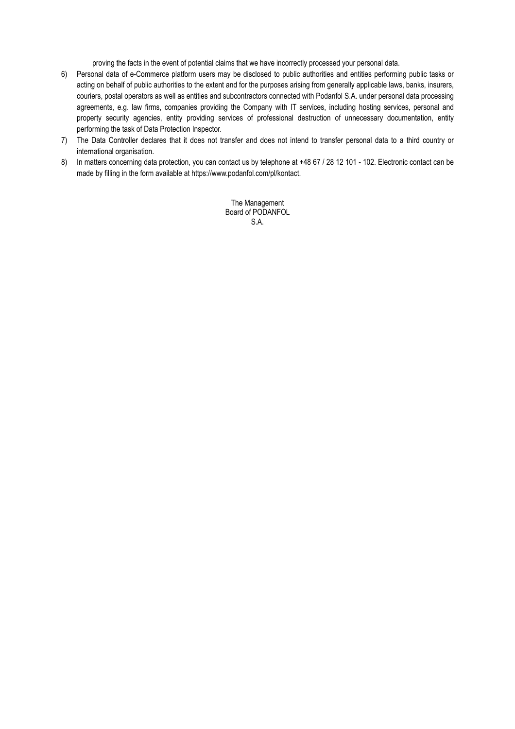proving the facts in the event of potential claims that we have incorrectly processed your personal data.

6) Personal data of e-Commerce platform users may be disclosed to public authorities and entities performing public tasks or acting on behalf of public authorities to the extent and for the purposes arising from generally applicable laws, banks, insurers, couriers, postal operators as well as entities and subcontractors connected with Podanfol S.A. under personal data processing agreements, e.g. law firms, companies providing the Company with IT services, including hosting services, personal and property security agencies, entity providing services of professional destruction of unnecessary documentation, entity performing the task of Data Protection Inspector.
7) The Data Controller declares that it does not transfer and does not intend to transfer personal data to a third country or international organisation.
8) In matters concerning data protection, you can contact us by telephone at +48 67 / 28 12 101 - 102. Electronic contact can be made by filling in the form available at https://www.podanfol.com/pl/kontact.

The Management
Board of PODANFOL
S.A.